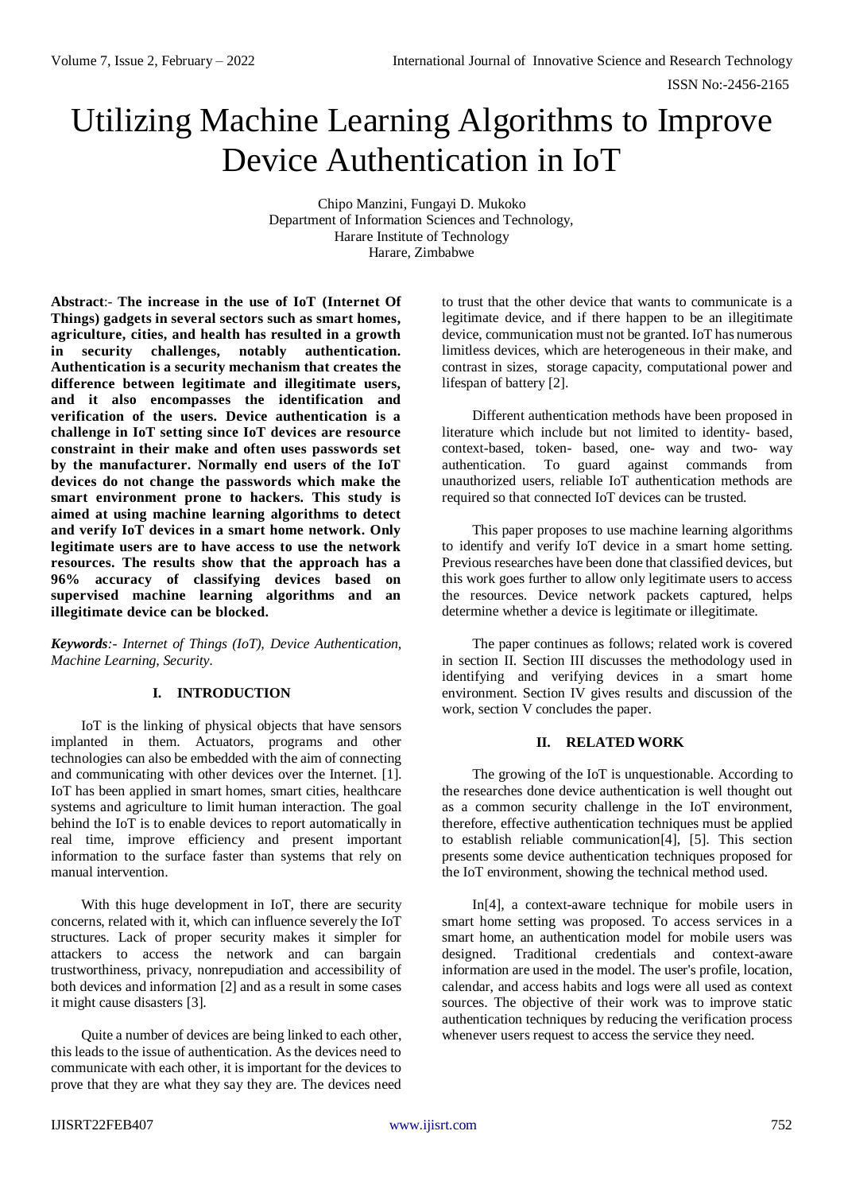# Utilizing Machine Learning Algorithms to Improve Device Authentication in IoT

Chipo Manzini, Fungayi D. Mukoko
Department of Information Sciences and Technology,
Harare Institute of Technology
Harare, Zimbabwe

**Abstract**:- **The increase in the use of IoT (Internet Of Things) gadgets in several sectors such as smart homes, agriculture, cities, and health has resulted in a growth in security challenges, notably authentication. Authentication is a security mechanism that creates the difference between legitimate and illegitimate users, and it also encompasses the identification and verification of the users. Device authentication is a challenge in IoT setting since IoT devices are resource constraint in their make and often uses passwords set by the manufacturer. Normally end users of the IoT devices do not change the passwords which make the smart environment prone to hackers. This study is aimed at using machine learning algorithms to detect and verify IoT devices in a smart home network. Only legitimate users are to have access to use the network resources. The results show that the approach has a 96% accuracy of classifying devices based on supervised machine learning algorithms and an illegitimate device can be blocked.**

***Keywords**:- Internet of Things (IoT), Device Authentication, Machine Learning, Security.*

## I. INTRODUCTION

IoT is the linking of physical objects that have sensors implanted in them. Actuators, programs and other technologies can also be embedded with the aim of connecting and communicating with other devices over the Internet. [1]. IoT has been applied in smart homes, smart cities, healthcare systems and agriculture to limit human interaction. The goal behind the IoT is to enable devices to report automatically in real time, improve efficiency and present important information to the surface faster than systems that rely on manual intervention.

With this huge development in IoT, there are security concerns, related with it, which can influence severely the IoT structures. Lack of proper security makes it simpler for attackers to access the network and can bargain trustworthiness, privacy, nonrepudiation and accessibility of both devices and information [2] and as a result in some cases it might cause disasters [3].

Quite a number of devices are being linked to each other, this leads to the issue of authentication. As the devices need to communicate with each other, it is important for the devices to prove that they are what they say they are. The devices need to trust that the other device that wants to communicate is a legitimate device, and if there happen to be an illegitimate device, communication must not be granted. IoT has numerous limitless devices, which are heterogeneous in their make, and contrast in sizes, storage capacity, computational power and lifespan of battery [2].

Different authentication methods have been proposed in literature which include but not limited to identity- based, context-based, token- based, one- way and two- way authentication. To guard against commands from unauthorized users, reliable IoT authentication methods are required so that connected IoT devices can be trusted.

This paper proposes to use machine learning algorithms to identify and verify IoT device in a smart home setting. Previous researches have been done that classified devices, but this work goes further to allow only legitimate users to access the resources. Device network packets captured, helps determine whether a device is legitimate or illegitimate.

The paper continues as follows; related work is covered in section II. Section III discusses the methodology used in identifying and verifying devices in a smart home environment. Section IV gives results and discussion of the work, section V concludes the paper.

## II. RELATED WORK

The growing of the IoT is unquestionable. According to the researches done device authentication is well thought out as a common security challenge in the IoT environment, therefore, effective authentication techniques must be applied to establish reliable communication[4], [5]. This section presents some device authentication techniques proposed for the IoT environment, showing the technical method used.

In[4], a context-aware technique for mobile users in smart home setting was proposed. To access services in a smart home, an authentication model for mobile users was designed. Traditional credentials and context-aware information are used in the model. The user's profile, location, calendar, and access habits and logs were all used as context sources. The objective of their work was to improve static authentication techniques by reducing the verification process whenever users request to access the service they need.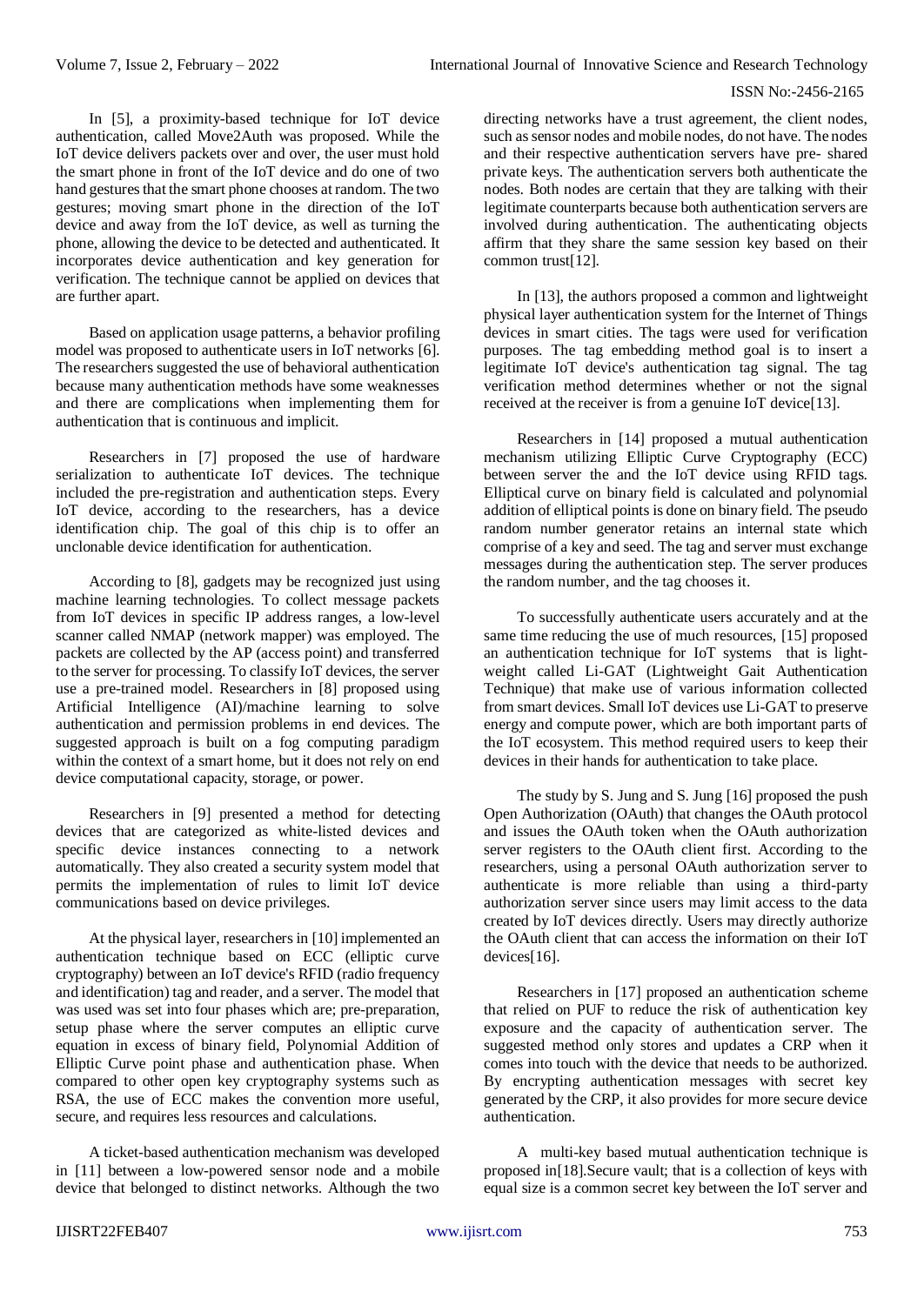In [5], a proximity-based technique for IoT device authentication, called Move2Auth was proposed. While the IoT device delivers packets over and over, the user must hold the smart phone in front of the IoT device and do one of two hand gestures that the smart phone chooses at random. The two gestures; moving smart phone in the direction of the IoT device and away from the IoT device, as well as turning the phone, allowing the device to be detected and authenticated. It incorporates device authentication and key generation for verification. The technique cannot be applied on devices that are further apart.

Based on application usage patterns, a behavior profiling model was proposed to authenticate users in IoT networks [6]. The researchers suggested the use of behavioral authentication because many authentication methods have some weaknesses and there are complications when implementing them for authentication that is continuous and implicit.

Researchers in [7] proposed the use of hardware serialization to authenticate IoT devices. The technique included the pre-registration and authentication steps. Every IoT device, according to the researchers, has a device identification chip. The goal of this chip is to offer an unclonable device identification for authentication.

According to [8], gadgets may be recognized just using machine learning technologies. To collect message packets from IoT devices in specific IP address ranges, a low-level scanner called NMAP (network mapper) was employed. The packets are collected by the AP (access point) and transferred to the server for processing. To classify IoT devices, the server use a pre-trained model. Researchers in [8] proposed using Artificial Intelligence (AI)/machine learning to solve authentication and permission problems in end devices. The suggested approach is built on a fog computing paradigm within the context of a smart home, but it does not rely on end device computational capacity, storage, or power.

Researchers in [9] presented a method for detecting devices that are categorized as white-listed devices and specific device instances connecting to a network automatically. They also created a security system model that permits the implementation of rules to limit IoT device communications based on device privileges.

At the physical layer, researchers in [10] implemented an authentication technique based on ECC (elliptic curve cryptography) between an IoT device's RFID (radio frequency and identification) tag and reader, and a server. The model that was used was set into four phases which are; pre-preparation, setup phase where the server computes an elliptic curve equation in excess of binary field, Polynomial Addition of Elliptic Curve point phase and authentication phase. When compared to other open key cryptography systems such as RSA, the use of ECC makes the convention more useful, secure, and requires less resources and calculations.

A ticket-based authentication mechanism was developed in [11] between a low-powered sensor node and a mobile device that belonged to distinct networks. Although the two directing networks have a trust agreement, the client nodes, such as sensor nodes and mobile nodes, do not have. The nodes and their respective authentication servers have pre- shared private keys. The authentication servers both authenticate the nodes. Both nodes are certain that they are talking with their legitimate counterparts because both authentication servers are involved during authentication. The authenticating objects affirm that they share the same session key based on their common trust[12].

In [13], the authors proposed a common and lightweight physical layer authentication system for the Internet of Things devices in smart cities. The tags were used for verification purposes. The tag embedding method goal is to insert a legitimate IoT device's authentication tag signal. The tag verification method determines whether or not the signal received at the receiver is from a genuine IoT device[13].

Researchers in [14] proposed a mutual authentication mechanism utilizing Elliptic Curve Cryptography (ECC) between server the and the IoT device using RFID tags. Elliptical curve on binary field is calculated and polynomial addition of elliptical points is done on binary field. The pseudo random number generator retains an internal state which comprise of a key and seed. The tag and server must exchange messages during the authentication step. The server produces the random number, and the tag chooses it.

To successfully authenticate users accurately and at the same time reducing the use of much resources, [15] proposed an authentication technique for IoT systems that is light-weight called Li-GAT (Lightweight Gait Authentication Technique) that make use of various information collected from smart devices. Small IoT devices use Li-GAT to preserve energy and compute power, which are both important parts of the IoT ecosystem. This method required users to keep their devices in their hands for authentication to take place.

The study by S. Jung and S. Jung [16] proposed the push Open Authorization (OAuth) that changes the OAuth protocol and issues the OAuth token when the OAuth authorization server registers to the OAuth client first. According to the researchers, using a personal OAuth authorization server to authenticate is more reliable than using a third-party authorization server since users may limit access to the data created by IoT devices directly. Users may directly authorize the OAuth client that can access the information on their IoT devices[16].

Researchers in [17] proposed an authentication scheme that relied on PUF to reduce the risk of authentication key exposure and the capacity of authentication server. The suggested method only stores and updates a CRP when it comes into touch with the device that needs to be authorized. By encrypting authentication messages with secret key generated by the CRP, it also provides for more secure device authentication.

A multi-key based mutual authentication technique is proposed in[18].Secure vault; that is a collection of keys with equal size is a common secret key between the IoT server and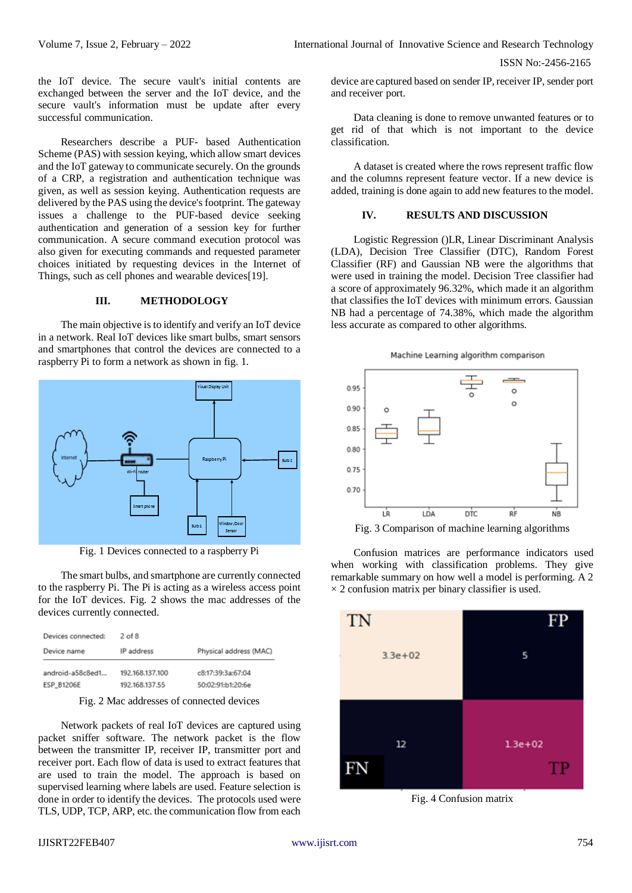the IoT device. The secure vault's initial contents are exchanged between the server and the IoT device, and the secure vault's information must be update after every successful communication.

Researchers describe a PUF- based Authentication Scheme (PAS) with session keying, which allow smart devices and the IoT gateway to communicate securely. On the grounds of a CRP, a registration and authentication technique was given, as well as session keying. Authentication requests are delivered by the PAS using the device's footprint. The gateway issues a challenge to the PUF-based device seeking authentication and generation of a session key for further communication. A secure command execution protocol was also given for executing commands and requested parameter choices initiated by requesting devices in the Internet of Things, such as cell phones and wearable devices[19].

## III. METHODOLOGY

The main objective is to identify and verify an IoT device in a network. Real IoT devices like smart bulbs, smart sensors and smartphones that control the devices are connected to a raspberry Pi to form a network as shown in fig. 1.

Fig. 1 Devices connected to a raspberry Pi

The smart bulbs, and smartphone are currently connected to the raspberry Pi. The Pi is acting as a wireless access point for the IoT devices. Fig. 2 shows the mac addresses of the devices currently connected.

| Devices connected: | 2 of 8 | |
|---|---|---|
| Device name | IP address | Physical address (MAC) |
| android-a58c8ed1... | 192.168.137.100 | c8:17:39:3a:67:04 |
| ESP_B1206E | 192.168.137.55 | 50:02:91:b1:20:6e |

Fig. 2 Mac addresses of connected devices

Network packets of real IoT devices are captured using packet sniffer software. The network packet is the flow between the transmitter IP, receiver IP, transmitter port and receiver port. Each flow of data is used to extract features that are used to train the model. The approach is based on supervised learning where labels are used. Feature selection is done in order to identify the devices. The protocols used were TLS, UDP, TCP, ARP, etc. the communication flow from each device are captured based on sender IP, receiver IP, sender port and receiver port.

Data cleaning is done to remove unwanted features or to get rid of that which is not important to the device classification.

A dataset is created where the rows represent traffic flow and the columns represent feature vector. If a new device is added, training is done again to add new features to the model.

## IV. RESULTS AND DISCUSSION

Logistic Regression ()LR, Linear Discriminant Analysis (LDA), Decision Tree Classifier (DTC), Random Forest Classifier (RF) and Gaussian NB were the algorithms that were used in training the model. Decision Tree classifier had a score of approximately 96.32%, which made it an algorithm that classifies the IoT devices with minimum errors. Gaussian NB had a percentage of 74.38%, which made the algorithm less accurate as compared to other algorithms.

Fig. 3 Comparison of machine learning algorithms

Confusion matrices are performance indicators used when working with classification problems. They give remarkable summary on how well a model is performing. A 2 × 2 confusion matrix per binary classifier is used.

Fig. 4 Confusion matrix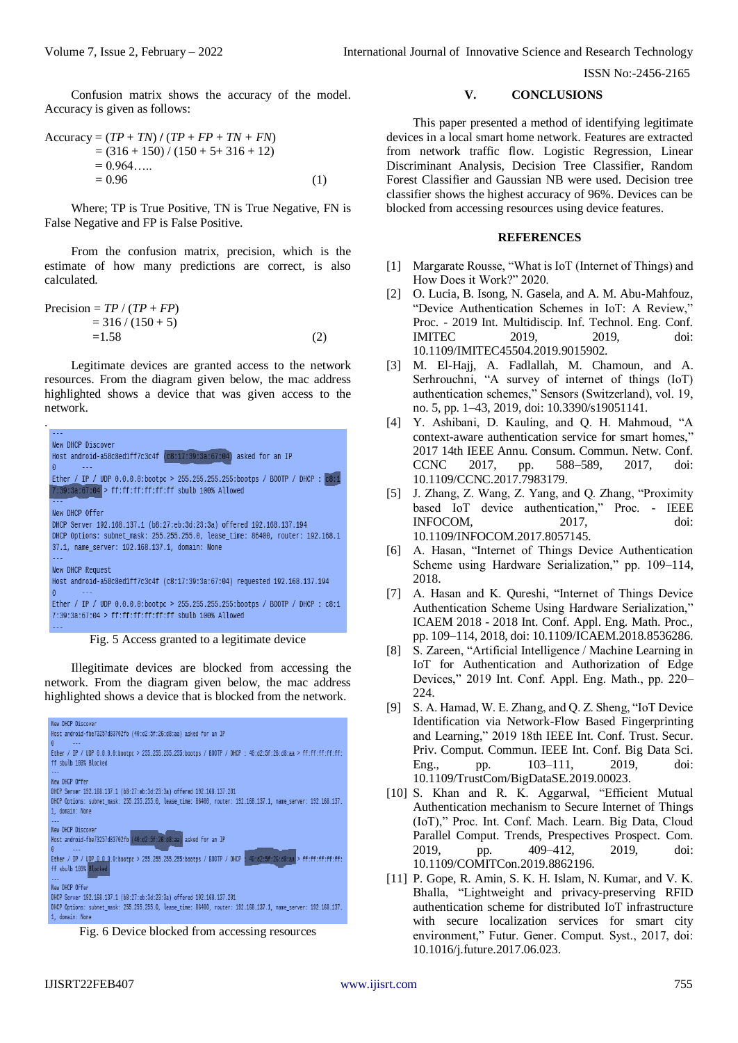Confusion matrix shows the accuracy of the model. Accuracy is given as follows:

$$\begin{aligned} \text{Accuracy} &= (TP + TN) / (TP + FP + TN + FN) \\ &= (316 + 150) / (150 + 5 + 316 + 12) \\ &= 0.964\ldots.. \\ &= 0.96 \end{aligned} \tag{1}$$

Where; TP is True Positive, TN is True Negative, FN is False Negative and FP is False Positive.

From the confusion matrix, precision, which is the estimate of how many predictions are correct, is also calculated.

$$\begin{aligned} \text{Precision} &= TP / (TP + FP) \\ &= 316 / (150 + 5) \\ &= 1.58 \end{aligned} \tag{2}$$

Legitimate devices are granted access to the network resources. From the diagram given below, the mac address highlighted shows a device that was given access to the network.

.

```
---
New DHCP Discover
Host android-a58c8ed1ff7c3c4f (c8:17:39:3a:67:04) asked for an IP
0        ---
Ether / IP / UDP 0.0.0.0:bootpc > 255.255.255.255:bootps / BOOTP / DHCP : c8:1
7:39:3a:67:04 > ff:ff:ff:ff:ff:ff sbulb 100% Allowed
---
New DHCP Offer
DHCP Server 192.168.137.1 (b8:27:eb:3d:23:3a) offered 192.168.137.194
DHCP Options: subnet_mask: 255.255.255.0, lease_time: 86400, router: 192.168.1
37.1, name_server: 192.168.137.1, domain: None
---
New DHCP Request
Host android-a58c8ed1ff7c3c4f (c8:17:39:3a:67:04) requested 192.168.137.194
0        ---
Ether / IP / UDP 0.0.0.0:bootpc > 255.255.255.255:bootps / BOOTP / DHCP : c8:1
7:39:3a:67:04 > ff:ff:ff:ff:ff:ff sbulb 100% Allowed
---
```

Fig. 5 Access granted to a legitimate device

Illegitimate devices are blocked from accessing the network. From the diagram given below, the mac address highlighted shows a device that is blocked from the network.

```
New DHCP Discover
Host android-fbe73257d83702fb (40:d2:5f:26:d8:aa) asked for an IP
0        ---
Ether / IP / UDP 0.0.0.0:bootpc > 255.255.255.255:bootps / BOOTP / DHCP : 40:d2:5f:26:d8:aa > ff:ff:ff:ff:ff:
ff sbulb 100% Blocked
---
New DHCP Offer
DHCP Server 192.168.137.1 (b8:27:eb:3d:23:3a) offered 192.168.137.201
DHCP Options: subnet_mask: 255.255.255.0, lease_time: 86400, router: 192.168.137.1, name_server: 192.168.137.
1, domain: None
---
New DHCP Discover
Host android-fbe73257d83702fb (40:d2:5f:26:d8:aa) asked for an IP
0        ---
Ether / IP / UDP 0.0.0.0:bootpc > 255.255.255.255:bootps / BOOTP / DHCP : 40:d2:5f:26:d8:aa > ff:ff:ff:ff:ff:
ff sbulb 100% Blocked
---
New DHCP Offer
DHCP Server 192.168.137.1 (b8:27:eb:3d:23:3a) offered 192.168.137.201
DHCP Options: subnet_mask: 255.255.255.0, lease_time: 86400, router: 192.168.137.1, name_server: 192.168.137.
1, domain: None
```

Fig. 6 Device blocked from accessing resources

## V. CONCLUSIONS

This paper presented a method of identifying legitimate devices in a local smart home network. Features are extracted from network traffic flow. Logistic Regression, Linear Discriminant Analysis, Decision Tree Classifier, Random Forest Classifier and Gaussian NB were used. Decision tree classifier shows the highest accuracy of 96%. Devices can be blocked from accessing resources using device features.

## REFERENCES

[1] Margarate Rousse, "What is IoT (Internet of Things) and How Does it Work?" 2020.

[2] O. Lucia, B. Isong, N. Gasela, and A. M. Abu-Mahfouz, "Device Authentication Schemes in IoT: A Review," Proc. - 2019 Int. Multidiscip. Inf. Technol. Eng. Conf. IMITEC 2019, 2019, doi: 10.1109/IMITEC45504.2019.9015902.

[3] M. El-Hajj, A. Fadlallah, M. Chamoun, and A. Serhrouchni, "A survey of internet of things (IoT) authentication schemes," Sensors (Switzerland), vol. 19, no. 5, pp. 1–43, 2019, doi: 10.3390/s19051141.

[4] Y. Ashibani, D. Kauling, and Q. H. Mahmoud, "A context-aware authentication service for smart homes," 2017 14th IEEE Annu. Consum. Commun. Netw. Conf. CCNC 2017, pp. 588–589, 2017, doi: 10.1109/CCNC.2017.7983179.

[5] J. Zhang, Z. Wang, Z. Yang, and Q. Zhang, "Proximity based IoT device authentication," Proc. - IEEE INFOCOM, 2017, doi: 10.1109/INFOCOM.2017.8057145.

[6] A. Hasan, "Internet of Things Device Authentication Scheme using Hardware Serialization," pp. 109–114, 2018.

[7] A. Hasan and K. Qureshi, "Internet of Things Device Authentication Scheme Using Hardware Serialization," ICAEM 2018 - 2018 Int. Conf. Appl. Eng. Math. Proc., pp. 109–114, 2018, doi: 10.1109/ICAEM.2018.8536286.

[8] S. Zareen, "Artificial Intelligence / Machine Learning in IoT for Authentication and Authorization of Edge Devices," 2019 Int. Conf. Appl. Eng. Math., pp. 220–224.

[9] S. A. Hamad, W. E. Zhang, and Q. Z. Sheng, "IoT Device Identification via Network-Flow Based Fingerprinting and Learning," 2019 18th IEEE Int. Conf. Trust. Secur. Priv. Comput. Commun. IEEE Int. Conf. Big Data Sci. Eng., pp. 103–111, 2019, doi: 10.1109/TrustCom/BigDataSE.2019.00023.

[10] S. Khan and R. K. Aggarwal, "Efficient Mutual Authentication mechanism to Secure Internet of Things (IoT)," Proc. Int. Conf. Mach. Learn. Big Data, Cloud Parallel Comput. Trends, Prespectives Prospect. Com. 2019, pp. 409–412, 2019, doi: 10.1109/COMITCon.2019.8862196.

[11] P. Gope, R. Amin, S. K. H. Islam, N. Kumar, and V. K. Bhalla, "Lightweight and privacy-preserving RFID authentication scheme for distributed IoT infrastructure with secure localization services for smart city environment," Futur. Gener. Comput. Syst., 2017, doi: 10.1016/j.future.2017.06.023.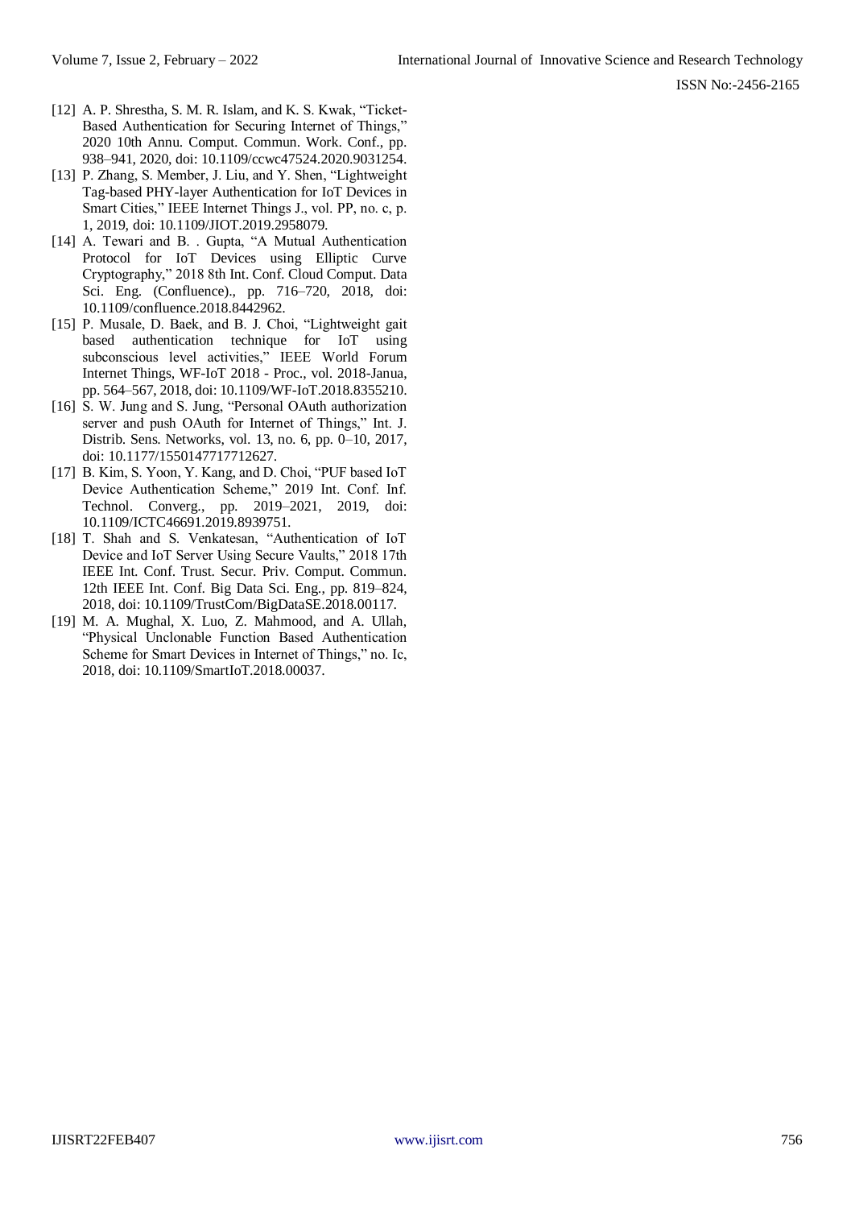[12] A. P. Shrestha, S. M. R. Islam, and K. S. Kwak, "Ticket-Based Authentication for Securing Internet of Things," 2020 10th Annu. Comput. Commun. Work. Conf., pp. 938–941, 2020, doi: 10.1109/ccwc47524.2020.9031254.

[13] P. Zhang, S. Member, J. Liu, and Y. Shen, "Lightweight Tag-based PHY-layer Authentication for IoT Devices in Smart Cities," IEEE Internet Things J., vol. PP, no. c, p. 1, 2019, doi: 10.1109/JIOT.2019.2958079.

[14] A. Tewari and B. . Gupta, "A Mutual Authentication Protocol for IoT Devices using Elliptic Curve Cryptography," 2018 8th Int. Conf. Cloud Comput. Data Sci. Eng. (Confluence)., pp. 716–720, 2018, doi: 10.1109/confluence.2018.8442962.

[15] P. Musale, D. Baek, and B. J. Choi, "Lightweight gait based authentication technique for IoT using subconscious level activities," IEEE World Forum Internet Things, WF-IoT 2018 - Proc., vol. 2018-Janua, pp. 564–567, 2018, doi: 10.1109/WF-IoT.2018.8355210.

[16] S. W. Jung and S. Jung, "Personal OAuth authorization server and push OAuth for Internet of Things," Int. J. Distrib. Sens. Networks, vol. 13, no. 6, pp. 0–10, 2017, doi: 10.1177/1550147717712627.

[17] B. Kim, S. Yoon, Y. Kang, and D. Choi, "PUF based IoT Device Authentication Scheme," 2019 Int. Conf. Inf. Technol. Converg., pp. 2019–2021, 2019, doi: 10.1109/ICTC46691.2019.8939751.

[18] T. Shah and S. Venkatesan, "Authentication of IoT Device and IoT Server Using Secure Vaults," 2018 17th IEEE Int. Conf. Trust. Secur. Priv. Comput. Commun. 12th IEEE Int. Conf. Big Data Sci. Eng., pp. 819–824, 2018, doi: 10.1109/TrustCom/BigDataSE.2018.00117.

[19] M. A. Mughal, X. Luo, Z. Mahmood, and A. Ullah, "Physical Unclonable Function Based Authentication Scheme for Smart Devices in Internet of Things," no. Ic, 2018, doi: 10.1109/SmartIoT.2018.00037.